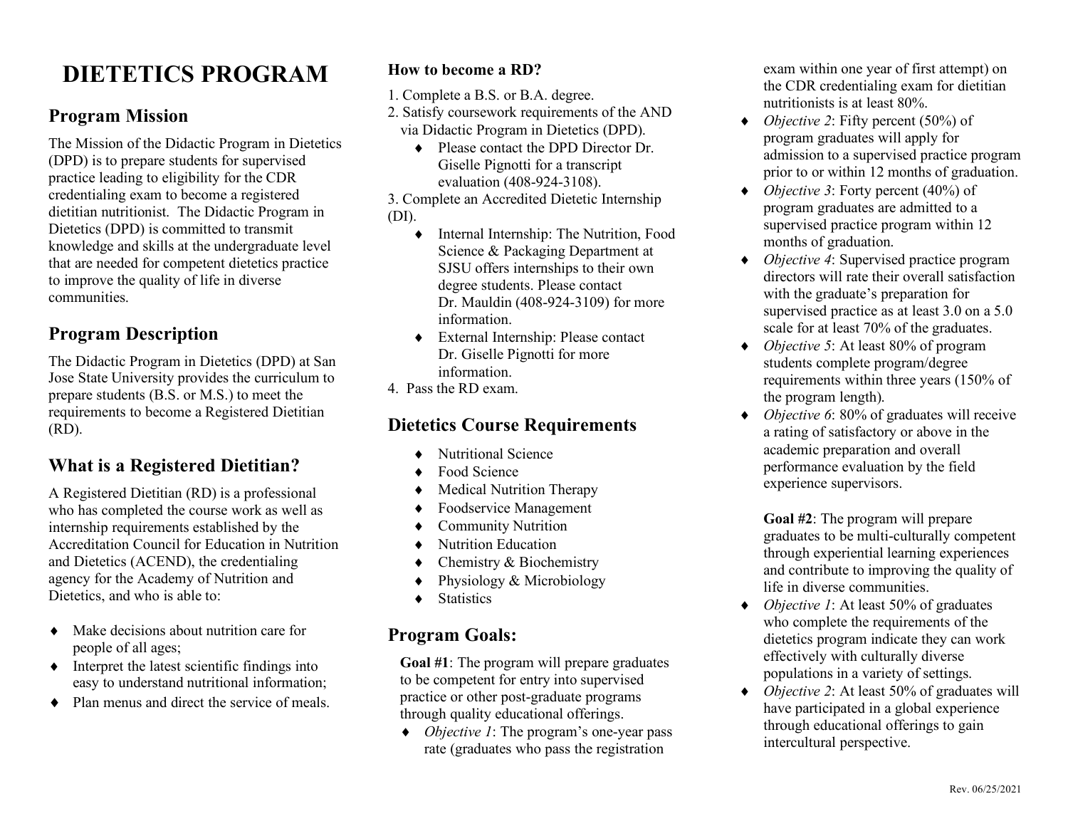# DIETETICS PROGRAM

## Program Mission

The Mission of the Didactic Program in Dietetics (DPD) is to prepare students for supervised practice leading to eligibility for the CDR credentialing exam to become a registered dietitian nutritionist. The Didactic Program in Dietetics (DPD) is committed to transmit knowledge and skills at the undergraduate level that are needed for competent dietetics practice to improve the quality of life in diverse communities.

## Program Description

The Didactic Program in Dietetics (DPD) at San Jose State University provides the curriculum to prepare students (B.S. or M.S.) to meet the requirements to become a Registered Dietitian (RD).

## What is a Registered Dietitian?

A Registered Dietitian (RD) is a professional who has completed the course work as well as internship requirements established by the Accreditation Council for Education in Nutrition and Dietetics (ACEND), the credentialing agency for the Academy of Nutrition and Dietetics, and who is able to:

- Make decisions about nutrition care for people of all ages;
- Interpret the latest scientific findings into easy to understand nutritional information;
- Plan menus and direct the service of meals.

**How to become a RD?**

1. Complete a B.S. or B.A. degree.
2. Satisfy coursework requirements of the AND via Didactic Program in Dietetics (DPD).
   - Please contact the DPD Director Dr. Giselle Pignotti for a transcript evaluation (408-924-3108).
3. Complete an Accredited Dietetic Internship (DI).
   - Internal Internship: The Nutrition, Food Science & Packaging Department at SJSU offers internships to their own degree students. Please contact Dr. Mauldin (408-924-3109) for more information.
   - External Internship: Please contact Dr. Giselle Pignotti for more information.
4. Pass the RD exam.

## Dietetics Course Requirements

- Nutritional Science
- Food Science
- Medical Nutrition Therapy
- Foodservice Management
- Community Nutrition
- Nutrition Education
- Chemistry & Biochemistry
- Physiology & Microbiology
- Statistics

## Program Goals:

**Goal #1**: The program will prepare graduates to be competent for entry into supervised practice or other post-graduate programs through quality educational offerings.

- *Objective 1*: The program's one-year pass rate (graduates who pass the registration exam within one year of first attempt) on the CDR credentialing exam for dietitian nutritionists is at least 80%.
- *Objective 2*: Fifty percent (50%) of program graduates will apply for admission to a supervised practice program prior to or within 12 months of graduation.
- *Objective 3*: Forty percent (40%) of program graduates are admitted to a supervised practice program within 12 months of graduation.
- *Objective 4*: Supervised practice program directors will rate their overall satisfaction with the graduate's preparation for supervised practice as at least 3.0 on a 5.0 scale for at least 70% of the graduates.
- *Objective 5*: At least 80% of program students complete program/degree requirements within three years (150% of the program length).
- *Objective 6*: 80% of graduates will receive a rating of satisfactory or above in the academic preparation and overall performance evaluation by the field experience supervisors.

**Goal #2**: The program will prepare graduates to be multi-culturally competent through experiential learning experiences and contribute to improving the quality of life in diverse communities.

- *Objective 1*: At least 50% of graduates who complete the requirements of the dietetics program indicate they can work effectively with culturally diverse populations in a variety of settings.
- *Objective 2*: At least 50% of graduates will have participated in a global experience through educational offerings to gain intercultural perspective.

Rev. 06/25/2021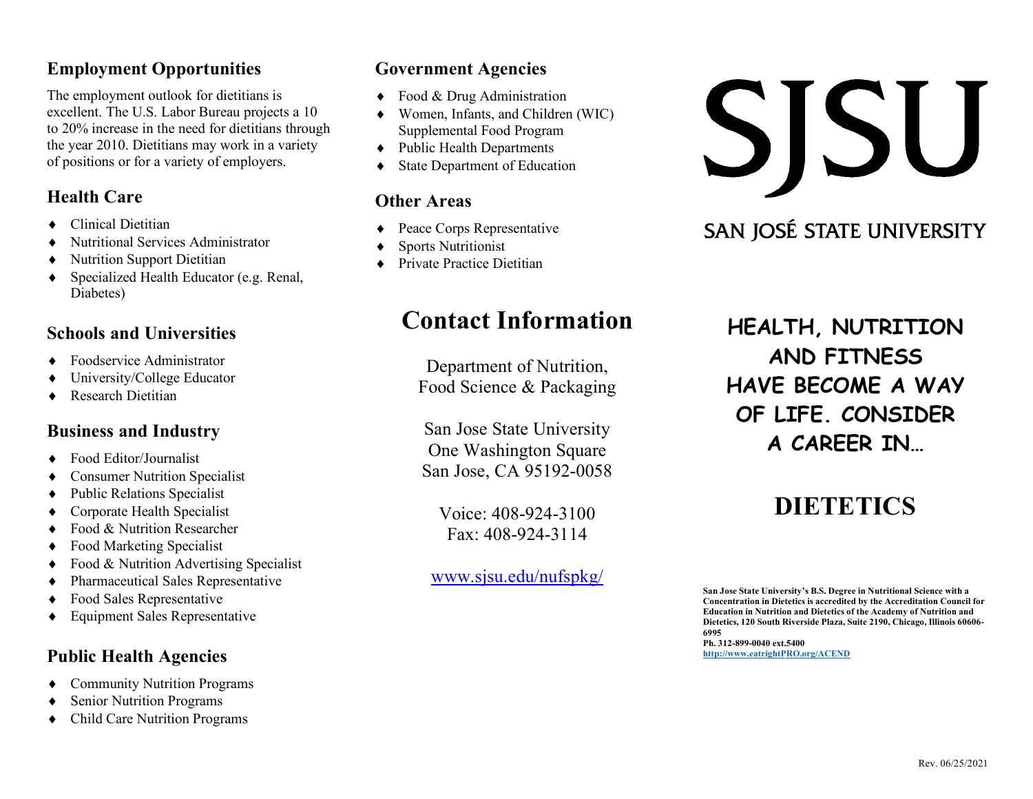## Employment Opportunities

The employment outlook for dietitians is excellent. The U.S. Labor Bureau projects a 10 to 20% increase in the need for dietitians through the year 2010. Dietitians may work in a variety of positions or for a variety of employers.

## Health Care

- Clinical Dietitian
- Nutritional Services Administrator
- Nutrition Support Dietitian
- Specialized Health Educator (e.g. Renal, Diabetes)

## Schools and Universities

- Foodservice Administrator
- University/College Educator
- Research Dietitian

## Business and Industry

- Food Editor/Journalist
- Consumer Nutrition Specialist
- Public Relations Specialist
- Corporate Health Specialist
- Food & Nutrition Researcher
- Food Marketing Specialist
- Food & Nutrition Advertising Specialist
- Pharmaceutical Sales Representative
- Food Sales Representative
- Equipment Sales Representative

## Public Health Agencies

- Community Nutrition Programs
- Senior Nutrition Programs
- Child Care Nutrition Programs

## Government Agencies

- Food & Drug Administration
- Women, Infants, and Children (WIC) Supplemental Food Program
- Public Health Departments
- State Department of Education

## Other Areas

- Peace Corps Representative
- Sports Nutritionist
- Private Practice Dietitian

# Contact Information

Department of Nutrition, Food Science & Packaging

San Jose State University
One Washington Square
San Jose, CA 95192-0058

Voice: 408-924-3100
Fax: 408-924-3114

www.sjsu.edu/nufspkg/

# SJSU

SAN JOSÉ STATE UNIVERSITY

**HEALTH, NUTRITION AND FITNESS HAVE BECOME A WAY OF LIFE. CONSIDER A CAREER IN…**

# DIETETICS

**San Jose State University's B.S. Degree in Nutritional Science with a Concentration in Dietetics is accredited by the Accreditation Council for Education in Nutrition and Dietetics of the Academy of Nutrition and Dietetics, 120 South Riverside Plaza, Suite 2190, Chicago, Illinois 60606-6995**
**Ph. 312-899-0040 ext.5400**
**http://www.eatrightPRO.org/ACEND**

Rev. 06/25/2021